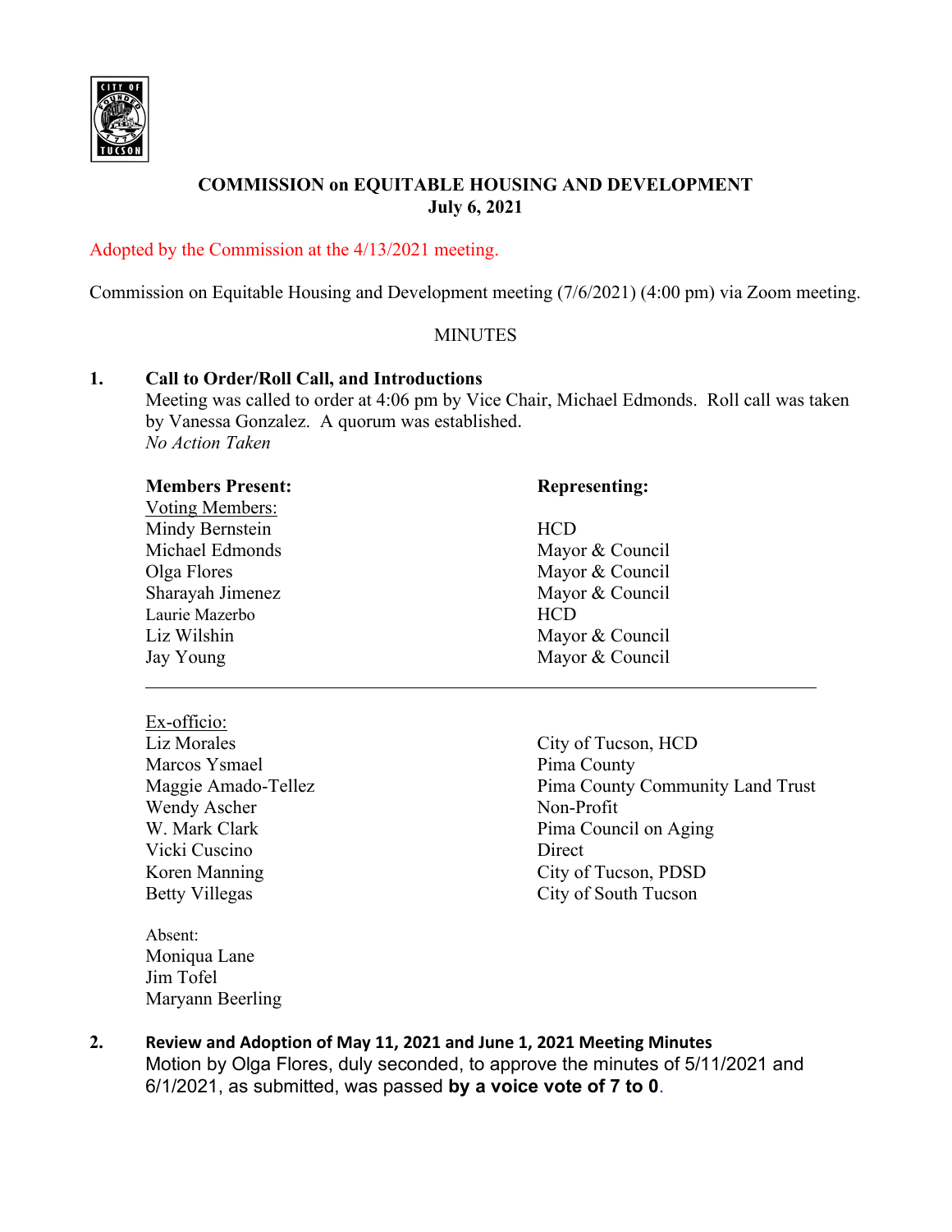# COMMISSION on EQUITABLE HOUSING AND DEVELOPMENT
## July 6, 2021

Adopted by the Commission at the 4/13/2021 meeting.

Commission on Equitable Housing and Development meeting (7/6/2021) (4:00 pm) via Zoom meeting.

MINUTES

**1. Call to Order/Roll Call, and Introductions**

Meeting was called to order at 4:06 pm by Vice Chair, Michael Edmonds. Roll call was taken by Vanessa Gonzalez. A quorum was established.
*No Action Taken*

| **Members Present:** | **Representing:** |
|---|---|
| Voting Members: | |
| Mindy Bernstein | HCD |
| Michael Edmonds | Mayor & Council |
| Olga Flores | Mayor & Council |
| Sharayah Jimenez | Mayor & Council |
| Laurie Mazerbo | HCD |
| Liz Wilshin | Mayor & Council |
| Jay Young | Mayor & Council |

| Ex-officio: | |
|---|---|
| Liz Morales | City of Tucson, HCD |
| Marcos Ysmael | Pima County |
| Maggie Amado-Tellez | Pima County Community Land Trust |
| Wendy Ascher | Non-Profit |
| W. Mark Clark | Pima Council on Aging |
| Vicki Cuscino | Direct |
| Koren Manning | City of Tucson, PDSD |
| Betty Villegas | City of South Tucson |

Absent:
Moniqua Lane
Jim Tofel
Maryann Beerling

**2. Review and Adoption of May 11, 2021 and June 1, 2021 Meeting Minutes**

Motion by Olga Flores, duly seconded, to approve the minutes of 5/11/2021 and 6/1/2021, as submitted, was passed **by a voice vote of 7 to 0**.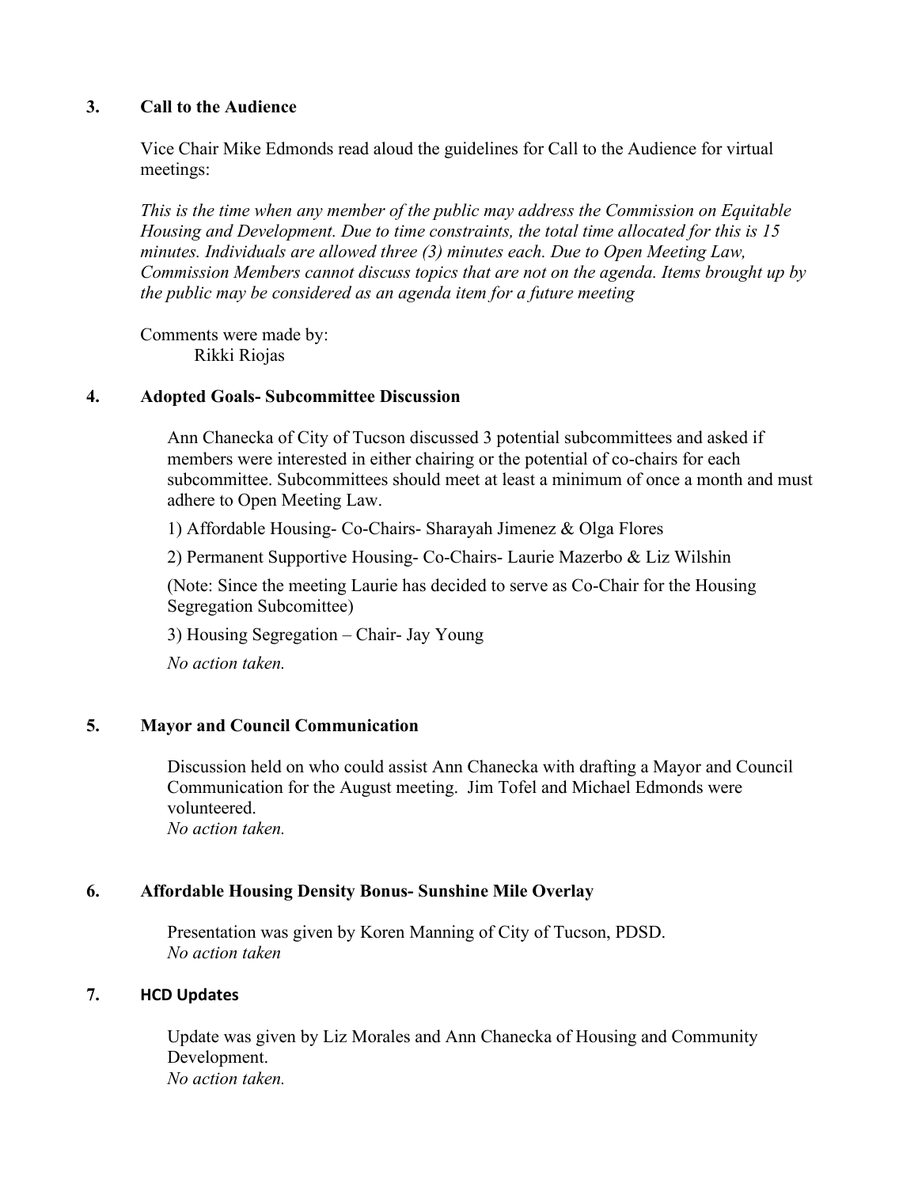## 3. Call to the Audience

Vice Chair Mike Edmonds read aloud the guidelines for Call to the Audience for virtual meetings:

*This is the time when any member of the public may address the Commission on Equitable Housing and Development. Due to time constraints, the total time allocated for this is 15 minutes. Individuals are allowed three (3) minutes each. Due to Open Meeting Law, Commission Members cannot discuss topics that are not on the agenda. Items brought up by the public may be considered as an agenda item for a future meeting*

Comments were made by:
Rikki Riojas

## 4. Adopted Goals- Subcommittee Discussion

Ann Chanecka of City of Tucson discussed 3 potential subcommittees and asked if members were interested in either chairing or the potential of co-chairs for each subcommittee. Subcommittees should meet at least a minimum of once a month and must adhere to Open Meeting Law.

1) Affordable Housing- Co-Chairs- Sharayah Jimenez & Olga Flores

2) Permanent Supportive Housing- Co-Chairs- Laurie Mazerbo & Liz Wilshin

(Note: Since the meeting Laurie has decided to serve as Co-Chair for the Housing Segregation Subcomittee)

3) Housing Segregation – Chair- Jay Young

*No action taken.*

## 5. Mayor and Council Communication

Discussion held on who could assist Ann Chanecka with drafting a Mayor and Council Communication for the August meeting. Jim Tofel and Michael Edmonds were volunteered.
*No action taken.*

## 6. Affordable Housing Density Bonus- Sunshine Mile Overlay

Presentation was given by Koren Manning of City of Tucson, PDSD.
*No action taken*

## 7. HCD Updates

Update was given by Liz Morales and Ann Chanecka of Housing and Community Development.
*No action taken.*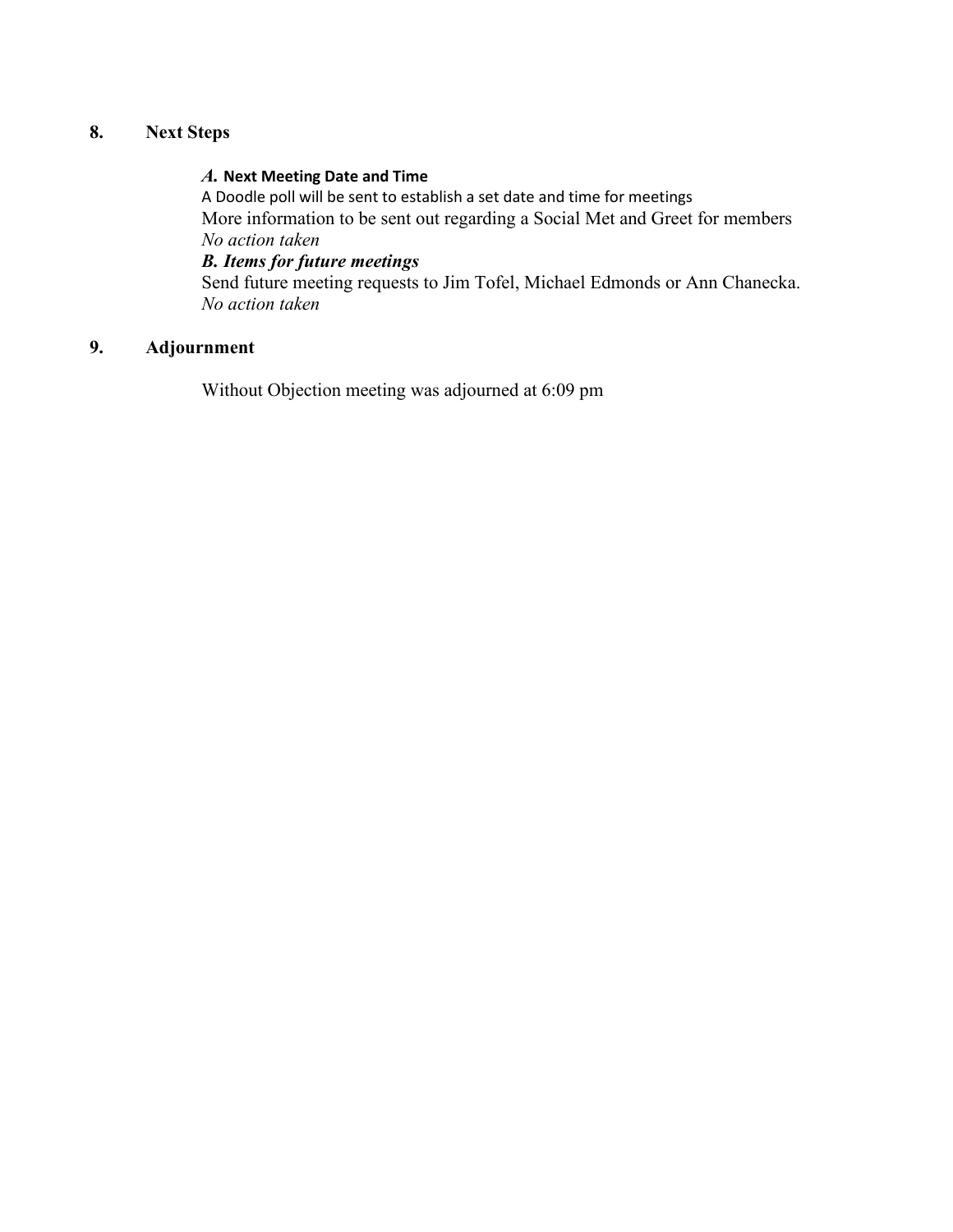## 8. Next Steps

***A.* Next Meeting Date and Time**

A Doodle poll will be sent to establish a set date and time for meetings

More information to be sent out regarding a Social Met and Greet for members

*No action taken*

***B. Items for future meetings***

Send future meeting requests to Jim Tofel, Michael Edmonds or Ann Chanecka.

*No action taken*

## 9. Adjournment

Without Objection meeting was adjourned at 6:09 pm